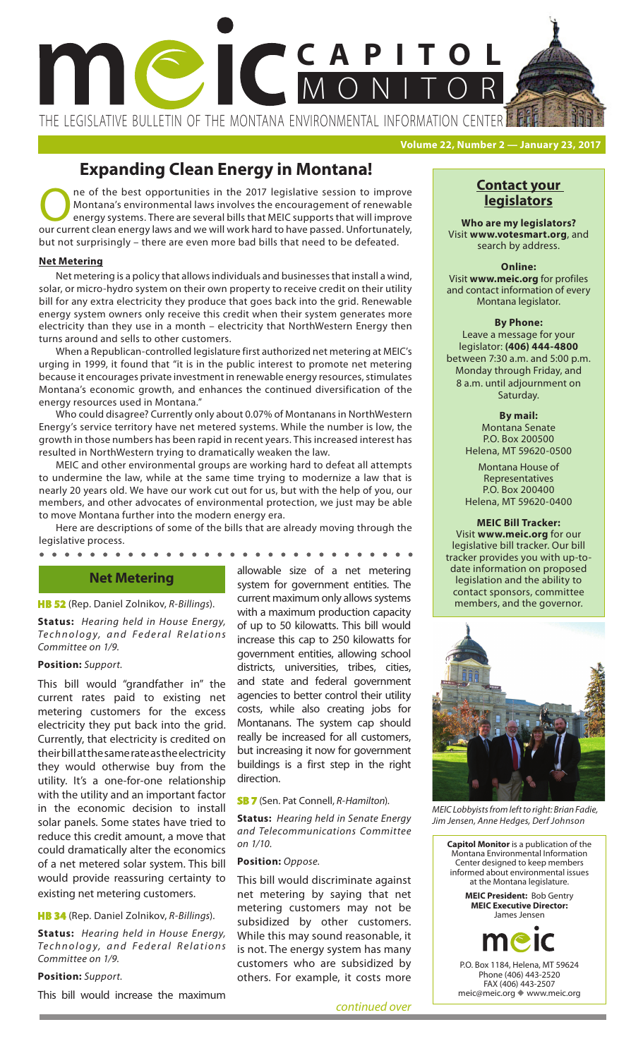# MEIC CAPITOL MONITOR

THE LEGISLATIVE BULLETIN OF THE MONTANA ENVIRONMENTAL INFORMATION CENTER

**Volume 22, Number 2 — January 23, 2017**

## Expanding Clean Energy in Montana!

One of the best opportunities in the 2017 legislative session to improve Montana's environmental laws involves the encouragement of renewable energy systems. There are several bills that MEIC supports that will improve our current clean energy laws and we will work hard to have passed. Unfortunately, but not surprisingly – there are even more bad bills that need to be defeated.

**Net Metering**

Net metering is a policy that allows individuals and businesses that install a wind, solar, or micro-hydro system on their own property to receive credit on their utility bill for any extra electricity they produce that goes back into the grid. Renewable energy system owners only receive this credit when their system generates more electricity than they use in a month – electricity that NorthWestern Energy then turns around and sells to other customers.

When a Republican-controlled legislature first authorized net metering at MEIC's urging in 1999, it found that "it is in the public interest to promote net metering because it encourages private investment in renewable energy resources, stimulates Montana's economic growth, and enhances the continued diversification of the energy resources used in Montana."

Who could disagree? Currently only about 0.07% of Montanans in NorthWestern Energy's service territory have net metered systems. While the number is low, the growth in those numbers has been rapid in recent years. This increased interest has resulted in NorthWestern trying to dramatically weaken the law.

MEIC and other environmental groups are working hard to defeat all attempts to undermine the law, while at the same time trying to modernize a law that is nearly 20 years old. We have our work cut out for us, but with the help of you, our members, and other advocates of environmental protection, we just may be able to move Montana further into the modern energy era.

Here are descriptions of some of the bills that are already moving through the legislative process.

### Net Metering

**HB 52** (Rep. Daniel Zolnikov, *R-Billings*).

**Status:** *Hearing held in House Energy, Technology, and Federal Relations Committee on 1/9.*

**Position:** *Support.*

This bill would "grandfather in" the current rates paid to existing net metering customers for the excess electricity they put back into the grid. Currently, that electricity is credited on their bill at the same rate as the electricity they would otherwise buy from the utility. It's a one-for-one relationship with the utility and an important factor in the economic decision to install solar panels. Some states have tried to reduce this credit amount, a move that could dramatically alter the economics of a net metered solar system. This bill would provide reassuring certainty to existing net metering customers.

**HB 34** (Rep. Daniel Zolnikov, *R-Billings*).

**Status:** *Hearing held in House Energy, Technology, and Federal Relations Committee on 1/9.*

**Position:** *Support.*

This bill would increase the maximum allowable size of a net metering system for government entities. The current maximum only allows systems with a maximum production capacity of up to 50 kilowatts. This bill would increase this cap to 250 kilowatts for government entities, allowing school districts, universities, tribes, cities, and state and federal government agencies to better control their utility costs, while also creating jobs for Montanans. The system cap should really be increased for all customers, but increasing it now for government buildings is a first step in the right direction.

**SB 7** (Sen. Pat Connell, *R-Hamilton*).

**Status:** *Hearing held in Senate Energy and Telecommunications Committee on 1/10.*

**Position:** *Oppose.*

This bill would discriminate against net metering by saying that net metering customers may not be subsidized by other customers. While this may sound reasonable, it is not. The energy system has many customers who are subsidized by others. For example, it costs more

*continued over*

### Contact your legislators

**Who are my legislators?**
Visit **www.votesmart.org**, and search by address.

**Online:**
Visit **www.meic.org** for profiles and contact information of every Montana legislator.

**By Phone:**
Leave a message for your legislator: **(406) 444-4800** between 7:30 a.m. and 5:00 p.m. Monday through Friday, and 8 a.m. until adjournment on Saturday.

**By mail:**
Montana Senate
P.O. Box 200500
Helena, MT 59620-0500

Montana House of Representatives
P.O. Box 200400
Helena, MT 59620-0400

**MEIC Bill Tracker:**
Visit **www.meic.org** for our legislative bill tracker. Our bill tracker provides you with up-to-date information on proposed legislation and the ability to contact sponsors, committee members, and the governor.

*MEIC Lobbyists from left to right: Brian Fadie, Jim Jensen, Anne Hedges, Derf Johnson*

**Capitol Monitor** is a publication of the Montana Environmental Information Center designed to keep members informed about environmental issues at the Montana legislature.

**MEIC President:** Bob Gentry
**MEIC Executive Director:** James Jensen

meic

P.O. Box 1184, Helena, MT 59624
Phone (406) 443-2520
FAX (406) 443-2507
meic@meic.org ◆ www.meic.org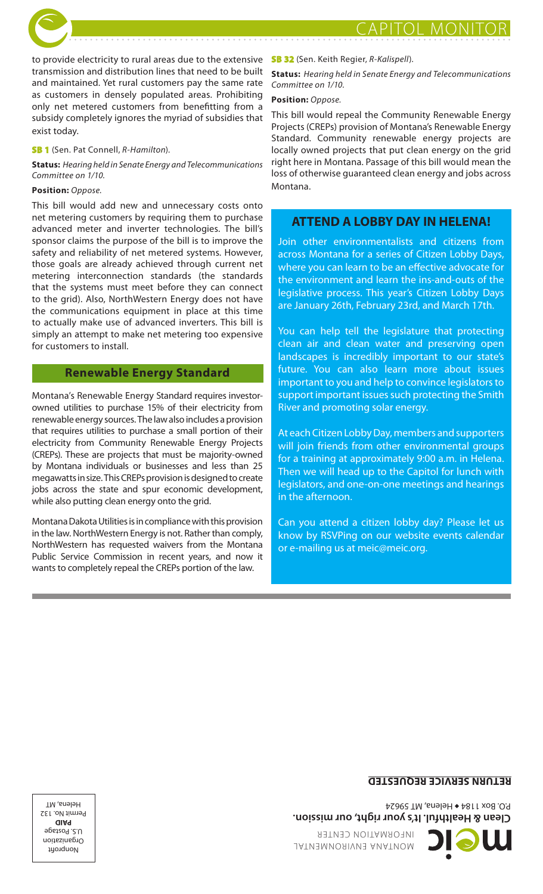to provide electricity to rural areas due to the extensive transmission and distribution lines that need to be built and maintained. Yet rural customers pay the same rate as customers in densely populated areas. Prohibiting only net metered customers from benefitting from a subsidy completely ignores the myriad of subsidies that exist today.

**SB 1** (Sen. Pat Connell, *R-Hamilton*).

**Status:** *Hearing held in Senate Energy and Telecommunications Committee on 1/10.*

**Position:** *Oppose.*

This bill would add new and unnecessary costs onto net metering customers by requiring them to purchase advanced meter and inverter technologies. The bill's sponsor claims the purpose of the bill is to improve the safety and reliability of net metered systems. However, those goals are already achieved through current net metering interconnection standards (the standards that the systems must meet before they can connect to the grid). Also, NorthWestern Energy does not have the communications equipment in place at this time to actually make use of advanced inverters. This bill is simply an attempt to make net metering too expensive for customers to install.

## Renewable Energy Standard

Montana's Renewable Energy Standard requires investor-owned utilities to purchase 15% of their electricity from renewable energy sources. The law also includes a provision that requires utilities to purchase a small portion of their electricity from Community Renewable Energy Projects (CREPs). These are projects that must be majority-owned by Montana individuals or businesses and less than 25 megawatts in size. This CREPs provision is designed to create jobs across the state and spur economic development, while also putting clean energy onto the grid.

Montana Dakota Utilities is in compliance with this provision in the law. NorthWestern Energy is not. Rather than comply, NorthWestern has requested waivers from the Montana Public Service Commission in recent years, and now it wants to completely repeal the CREPs portion of the law.

**SB 32** (Sen. Keith Regier, *R-Kalispell*).

**Status:** *Hearing held in Senate Energy and Telecommunications Committee on 1/10.*

**Position:** *Oppose.*

This bill would repeal the Community Renewable Energy Projects (CREPs) provision of Montana's Renewable Energy Standard. Community renewable energy projects are locally owned projects that put clean energy on the grid right here in Montana. Passage of this bill would mean the loss of otherwise guaranteed clean energy and jobs across Montana.

## ATTEND A LOBBY DAY IN HELENA!

Join other environmentalists and citizens from across Montana for a series of Citizen Lobby Days, where you can learn to be an effective advocate for the environment and learn the ins-and-outs of the legislative process. This year's Citizen Lobby Days are January 26th, February 23rd, and March 17th.

You can help tell the legislature that protecting clean air and clean water and preserving open landscapes is incredibly important to our state's future. You can also learn more about issues important to you and help to convince legislators to support important issues such protecting the Smith River and promoting solar energy.

At each Citizen Lobby Day, members and supporters will join friends from other environmental groups for a training at approximately 9:00 a.m. in Helena. Then we will head up to the Capitol for lunch with legislators, and one-on-one meetings and hearings in the afternoon.

Can you attend a citizen lobby day? Please let us know by RSVPing on our website events calendar or e-mailing us at meic@meic.org.

**RETURN SERVICE REQUESTED**

MONTANA ENVIRONMENTAL INFORMATION CENTER

**Clean & Healthful. It's your right, our mission.**

P.O. Box 1184 ◆ Helena, MT 59624

Nonprofit Organization
U.S. Postage
**PAID**
Permit No. 132
Helena, MT